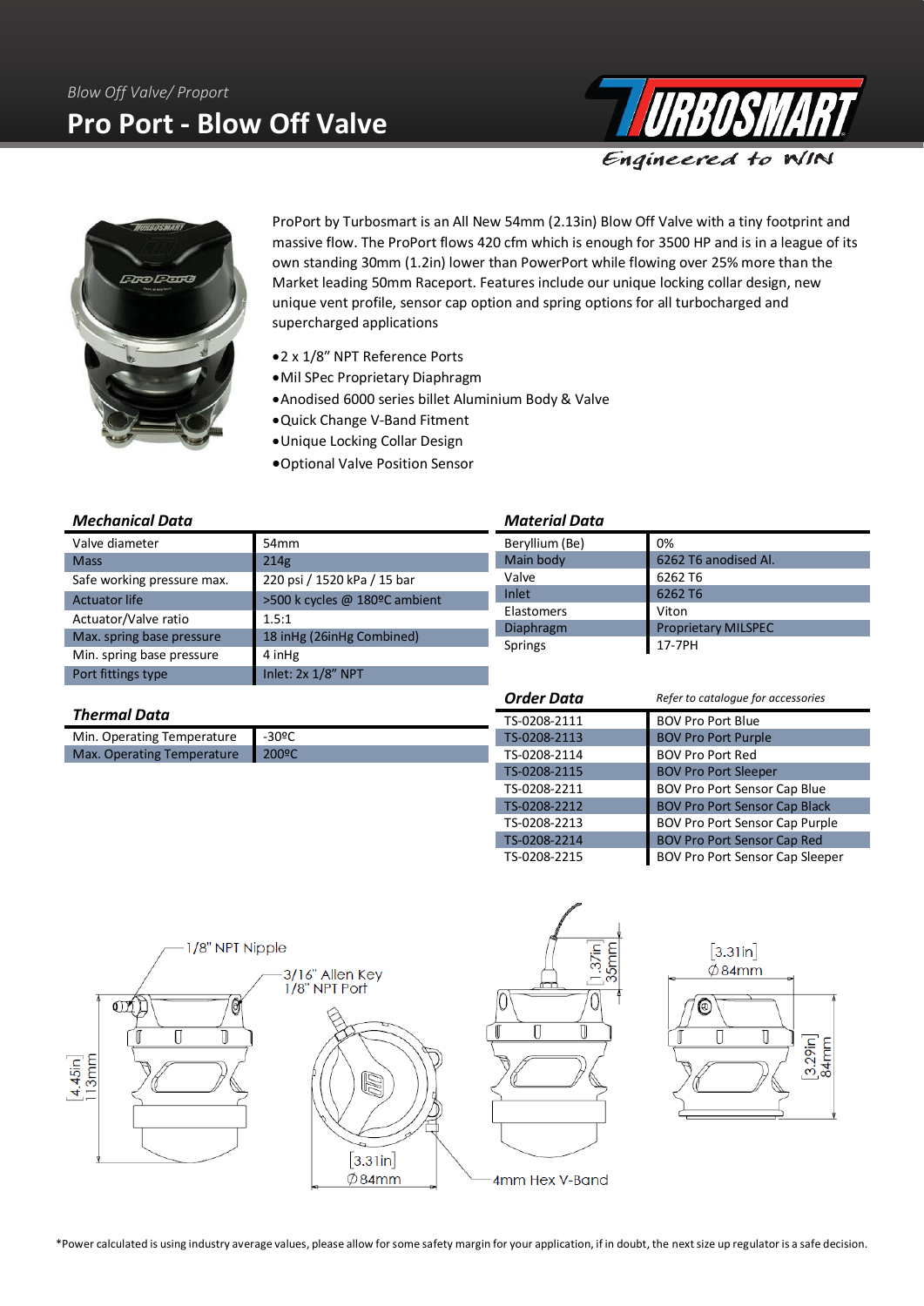*Blow Off Valve/ Proport*

# Pro Port - Blow Off Valve

Engineered to WIN

ProPort by Turbosmart is an All New 54mm (2.13in) Blow Off Valve with a tiny footprint and massive flow. The ProPort flows 420 cfm which is enough for 3500 HP and is in a league of its own standing 30mm (1.2in) lower than PowerPort while flowing over 25% more than the Market leading 50mm Raceport. Features include our unique locking collar design, new unique vent profile, sensor cap option and spring options for all turbocharged and supercharged applications

- 2 x 1/8" NPT Reference Ports
- Mil SPec Proprietary Diaphragm
- Anodised 6000 series billet Aluminium Body & Valve
- Quick Change V-Band Fitment
- Unique Locking Collar Design
- Optional Valve Position Sensor

### *Mechanical Data*

| | |
|---|---|
| Valve diameter | 54mm |
| Mass | 214g |
| Safe working pressure max. | 220 psi / 1520 kPa / 15 bar |
| Actuator life | >500 k cycles @ 180ºC ambient |
| Actuator/Valve ratio | 1.5:1 |
| Max. spring base pressure | 18 inHg (26inHg Combined) |
| Min. spring base pressure | 4 inHg |
| Port fittings type | Inlet: 2x 1/8" NPT |

### *Material Data*

| | |
|---|---|
| Beryllium (Be) | 0% |
| Main body | 6262 T6 anodised Al. |
| Valve | 6262 T6 |
| Inlet | 6262 T6 |
| Elastomers | Viton |
| Diaphragm | Proprietary MILSPEC |
| Springs | 17-7PH |

### *Thermal Data*

| | |
|---|---|
| Min. Operating Temperature | -30ºC |
| Max. Operating Temperature | 200ºC |

### *Order Data*

*Refer to catalogue for accessories*

| | |
|---|---|
| TS-0208-2111 | BOV Pro Port Blue |
| TS-0208-2113 | BOV Pro Port Purple |
| TS-0208-2114 | BOV Pro Port Red |
| TS-0208-2115 | BOV Pro Port Sleeper |
| TS-0208-2211 | BOV Pro Port Sensor Cap Blue |
| TS-0208-2212 | BOV Pro Port Sensor Cap Black |
| TS-0208-2213 | BOV Pro Port Sensor Cap Purple |
| TS-0208-2214 | BOV Pro Port Sensor Cap Red |
| TS-0208-2215 | BOV Pro Port Sensor Cap Sleeper |

1/8" NPT Nipple

3/16" Allen Key
1/8" NPT Port

[4.45in] 113mm

[3.31in] ⌀84mm

[1.37in] 35mm

4mm Hex V-Band

[3.31in] ⌀84mm

[3.29in] 84mm

*Power calculated is using industry average values, please allow for some safety margin for your application, if in doubt, the next size up regulator is a safe decision.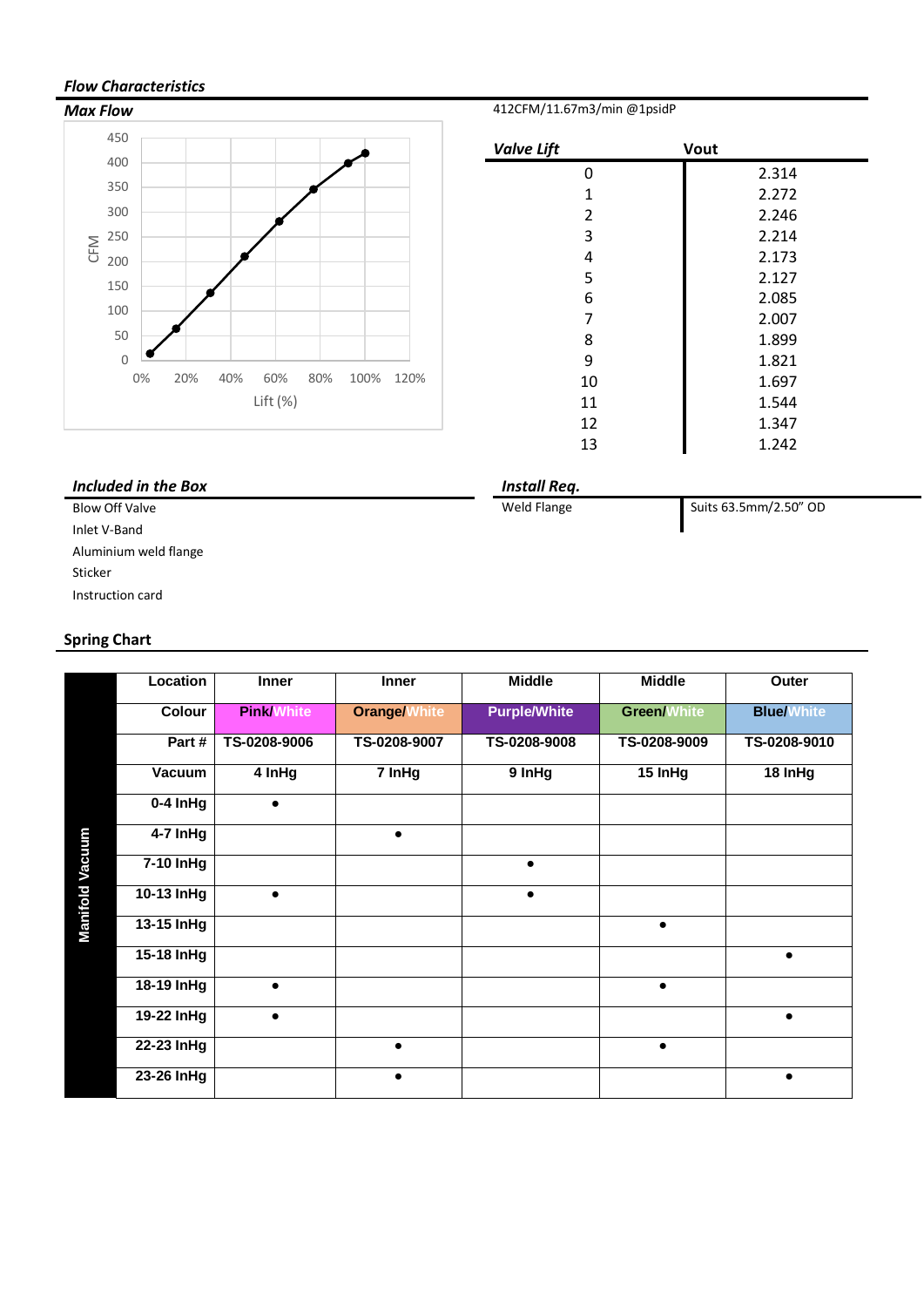### *Flow Characteristics*

***Max Flow***

450
400
350
300
250
200
150
100
50
0

CFM

0% 20% 40% 60% 80% 100% 120%

Lift (%)

412CFM/11.67m3/min @1psidP

| *Valve Lift* | Vout |
|---|---|
| 0 | 2.314 |
| 1 | 2.272 |
| 2 | 2.246 |
| 3 | 2.214 |
| 4 | 2.173 |
| 5 | 2.127 |
| 6 | 2.085 |
| 7 | 2.007 |
| 8 | 1.899 |
| 9 | 1.821 |
| 10 | 1.697 |
| 11 | 1.544 |
| 12 | 1.347 |
| 13 | 1.242 |

### *Included in the Box*

Blow Off Valve
Inlet V-Band
Aluminium weld flange
Sticker
Instruction card

### *Install Req.*

| | |
|---|---|
| Weld Flange | Suits 63.5mm/2.50" OD |

### Spring Chart

| | Location | Inner | Inner | Middle | Middle | Outer |
|---|---|---|---|---|---|---|
| | Colour | Pink/White | Orange/White | Purple/White | Green/White | Blue/White |
| | Part # | TS-0208-9006 | TS-0208-9007 | TS-0208-9008 | TS-0208-9009 | TS-0208-9010 |
| | Vacuum | 4 InHg | 7 InHg | 9 InHg | 15 InHg | 18 InHg |
| Manifold Vacuum | 0-4 InHg | • | | | | |
| | 4-7 InHg | | • | | | |
| | 7-10 InHg | | | • | | |
| | 10-13 InHg | • | | • | | |
| | 13-15 InHg | | | | • | |
| | 15-18 InHg | | | | | • |
| | 18-19 InHg | • | | | • | |
| | 19-22 InHg | • | | | | • |
| | 22-23 InHg | | • | | • | |
| | 23-26 InHg | | • | | | • |